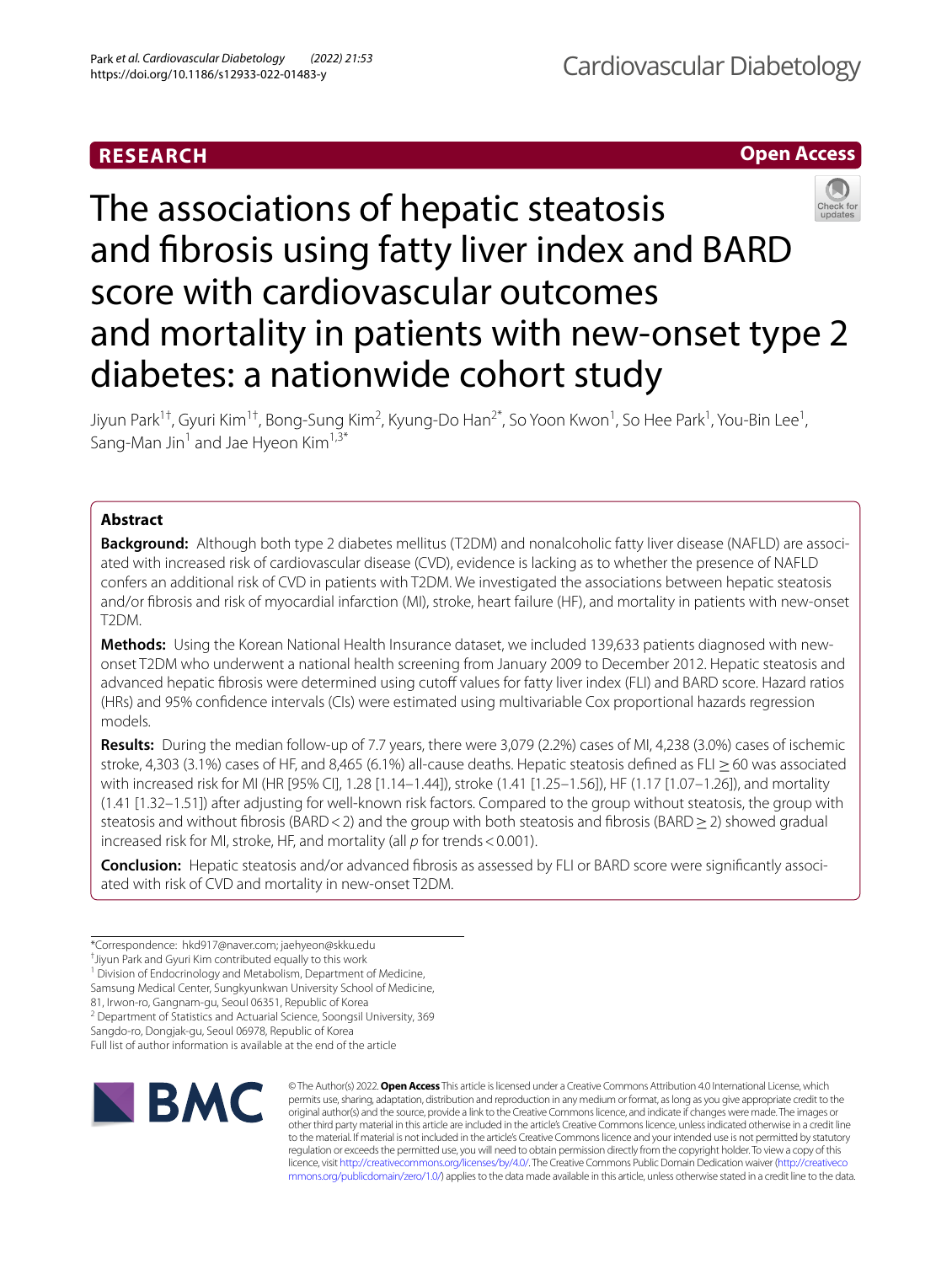RESEARCH

Open Access

# The associations of hepatic steatosis and fibrosis using fatty liver index and BARD score with cardiovascular outcomes and mortality in patients with new-onset type 2 diabetes: a nationwide cohort study

Jiyun Park[1†], Gyuri Kim[1†], Bong-Sung Kim[2], Kyung-Do Han[2*], So Yoon Kwon[1], So Hee Park[1], You-Bin Lee[1], Sang-Man Jin[1] and Jae Hyeon Kim[1,3*]

## Abstract

**Background:** Although both type 2 diabetes mellitus (T2DM) and nonalcoholic fatty liver disease (NAFLD) are associated with increased risk of cardiovascular disease (CVD), evidence is lacking as to whether the presence of NAFLD confers an additional risk of CVD in patients with T2DM. We investigated the associations between hepatic steatosis and/or fibrosis and risk of myocardial infarction (MI), stroke, heart failure (HF), and mortality in patients with new-onset T2DM.

**Methods:** Using the Korean National Health Insurance dataset, we included 139,633 patients diagnosed with new-onset T2DM who underwent a national health screening from January 2009 to December 2012. Hepatic steatosis and advanced hepatic fibrosis were determined using cutoff values for fatty liver index (FLI) and BARD score. Hazard ratios (HRs) and 95% confidence intervals (CIs) were estimated using multivariable Cox proportional hazards regression models.

**Results:** During the median follow-up of 7.7 years, there were 3,079 (2.2%) cases of MI, 4,238 (3.0%) cases of ischemic stroke, 4,303 (3.1%) cases of HF, and 8,465 (6.1%) all-cause deaths. Hepatic steatosis defined as FLI $\geq$ 60 was associated with increased risk for MI (HR [95% CI], 1.28 [1.14–1.44]), stroke (1.41 [1.25–1.56]), HF (1.17 [1.07–1.26]), and mortality (1.41 [1.32–1.51]) after adjusting for well-known risk factors. Compared to the group without steatosis, the group with steatosis and without fibrosis (BARD < 2) and the group with both steatosis and fibrosis (BARD $\geq$ 2) showed gradual increased risk for MI, stroke, HF, and mortality (all *p* for trends < 0.001).

**Conclusion:** Hepatic steatosis and/or advanced fibrosis as assessed by FLI or BARD score were significantly associated with risk of CVD and mortality in new-onset T2DM.

*Correspondence: hkd917@naver.com; jaehyeon@skku.edu

†Jiyun Park and Gyuri Kim contributed equally to this work

[1] Division of Endocrinology and Metabolism, Department of Medicine, Samsung Medical Center, Sungkyunkwan University School of Medicine, 81, Irwon-ro, Gangnam-gu, Seoul 06351, Republic of Korea

[2] Department of Statistics and Actuarial Science, Soongsil University, 369 Sangdo-ro, Dongjak-gu, Seoul 06978, Republic of Korea

Full list of author information is available at the end of the article

© The Author(s) 2022. **Open Access** This article is licensed under a Creative Commons Attribution 4.0 International License, which permits use, sharing, adaptation, distribution and reproduction in any medium or format, as long as you give appropriate credit to the original author(s) and the source, provide a link to the Creative Commons licence, and indicate if changes were made. The images or other third party material in this article are included in the article's Creative Commons licence, unless indicated otherwise in a credit line to the material. If material is not included in the article's Creative Commons licence and your intended use is not permitted by statutory regulation or exceeds the permitted use, you will need to obtain permission directly from the copyright holder. To view a copy of this licence, visit http://creativecommons.org/licenses/by/4.0/. The Creative Commons Public Domain Dedication waiver (http://creativecommons.org/publicdomain/zero/1.0/) applies to the data made available in this article, unless otherwise stated in a credit line to the data.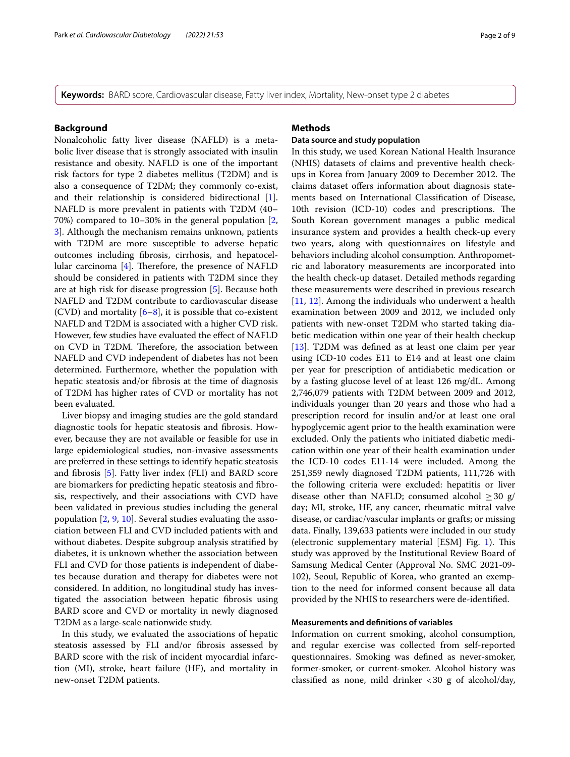**Keywords:** BARD score, Cardiovascular disease, Fatty liver index, Mortality, New-onset type 2 diabetes

## Background

Nonalcoholic fatty liver disease (NAFLD) is a metabolic liver disease that is strongly associated with insulin resistance and obesity. NAFLD is one of the important risk factors for type 2 diabetes mellitus (T2DM) and is also a consequence of T2DM; they commonly co-exist, and their relationship is considered bidirectional [1]. NAFLD is more prevalent in patients with T2DM (40–70%) compared to 10–30% in the general population [2, 3]. Although the mechanism remains unknown, patients with T2DM are more susceptible to adverse hepatic outcomes including fibrosis, cirrhosis, and hepatocellular carcinoma [4]. Therefore, the presence of NAFLD should be considered in patients with T2DM since they are at high risk for disease progression [5]. Because both NAFLD and T2DM contribute to cardiovascular disease (CVD) and mortality [6–8], it is possible that co-existent NAFLD and T2DM is associated with a higher CVD risk. However, few studies have evaluated the effect of NAFLD on CVD in T2DM. Therefore, the association between NAFLD and CVD independent of diabetes has not been determined. Furthermore, whether the population with hepatic steatosis and/or fibrosis at the time of diagnosis of T2DM has higher rates of CVD or mortality has not been evaluated.

Liver biopsy and imaging studies are the gold standard diagnostic tools for hepatic steatosis and fibrosis. However, because they are not available or feasible for use in large epidemiological studies, non-invasive assessments are preferred in these settings to identify hepatic steatosis and fibrosis [5]. Fatty liver index (FLI) and BARD score are biomarkers for predicting hepatic steatosis and fibrosis, respectively, and their associations with CVD have been validated in previous studies including the general population [2, 9, 10]. Several studies evaluating the association between FLI and CVD included patients with and without diabetes. Despite subgroup analysis stratified by diabetes, it is unknown whether the association between FLI and CVD for those patients is independent of diabetes because duration and therapy for diabetes were not considered. In addition, no longitudinal study has investigated the association between hepatic fibrosis using BARD score and CVD or mortality in newly diagnosed T2DM as a large-scale nationwide study.

In this study, we evaluated the associations of hepatic steatosis assessed by FLI and/or fibrosis assessed by BARD score with the risk of incident myocardial infarction (MI), stroke, heart failure (HF), and mortality in new-onset T2DM patients.

## Methods

### Data source and study population

In this study, we used Korean National Health Insurance (NHIS) datasets of claims and preventive health checkups in Korea from January 2009 to December 2012. The claims dataset offers information about diagnosis statements based on International Classification of Disease, 10th revision (ICD-10) codes and prescriptions. The South Korean government manages a public medical insurance system and provides a health check-up every two years, along with questionnaires on lifestyle and behaviors including alcohol consumption. Anthropometric and laboratory measurements are incorporated into the health check-up dataset. Detailed methods regarding these measurements were described in previous research [11, 12]. Among the individuals who underwent a health examination between 2009 and 2012, we included only patients with new-onset T2DM who started taking diabetic medication within one year of their health checkup [13]. T2DM was defined as at least one claim per year using ICD-10 codes E11 to E14 and at least one claim per year for prescription of antidiabetic medication or by a fasting glucose level of at least 126 mg/dL. Among 2,746,079 patients with T2DM between 2009 and 2012, individuals younger than 20 years and those who had a prescription record for insulin and/or at least one oral hypoglycemic agent prior to the health examination were excluded. Only the patients who initiated diabetic medication within one year of their health examination under the ICD-10 codes E11-14 were included. Among the 251,359 newly diagnosed T2DM patients, 111,726 with the following criteria were excluded: hepatitis or liver disease other than NAFLD; consumed alcohol $\geq 30$ g/day; MI, stroke, HF, any cancer, rheumatic mitral valve disease, or cardiac/vascular implants or grafts; or missing data. Finally, 139,633 patients were included in our study (electronic supplementary material [ESM] Fig. 1). This study was approved by the Institutional Review Board of Samsung Medical Center (Approval No. SMC 2021-09-102), Seoul, Republic of Korea, who granted an exemption to the need for informed consent because all data provided by the NHIS to researchers were de-identified.

### Measurements and definitions of variables

Information on current smoking, alcohol consumption, and regular exercise was collected from self-reported questionnaires. Smoking was defined as never-smoker, former-smoker, or current-smoker. Alcohol history was classified as none, mild drinker $< 30$ g of alcohol/day,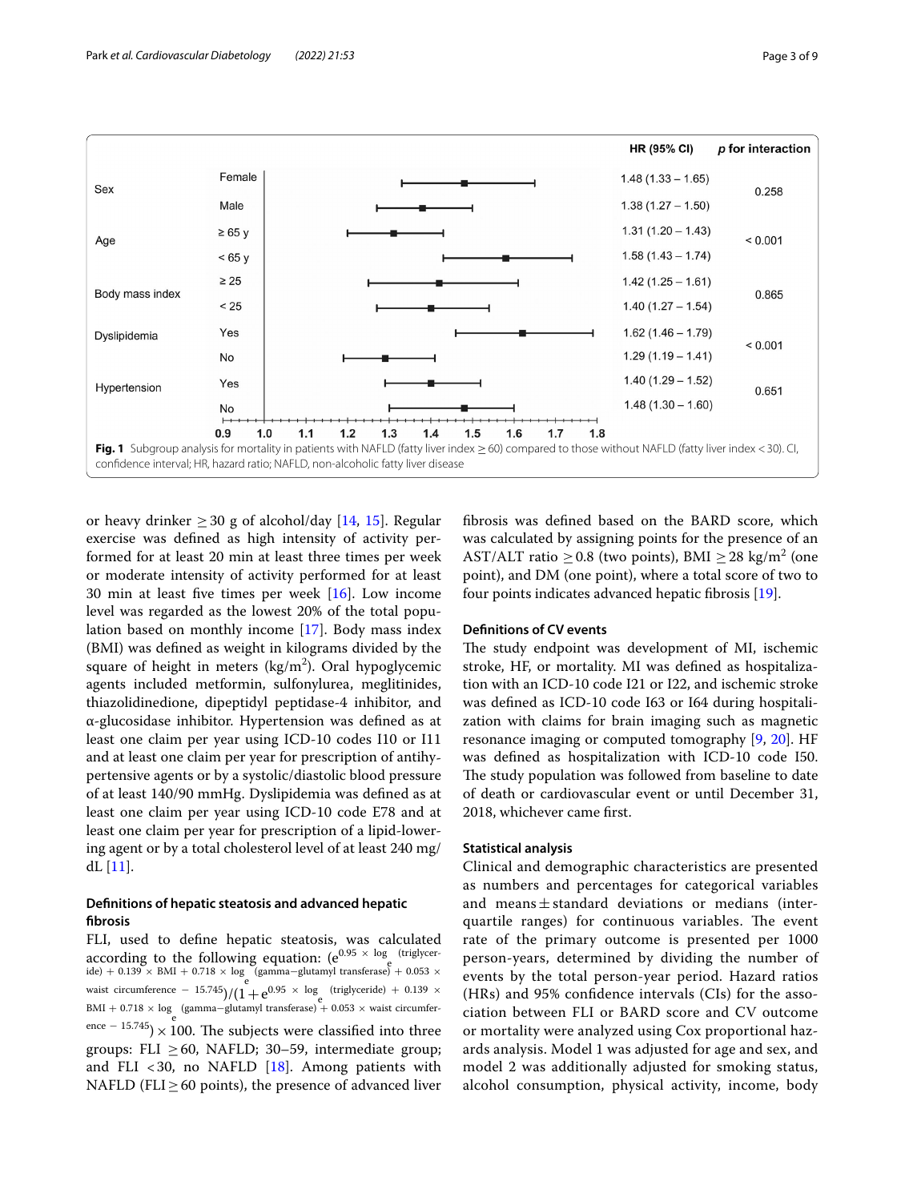| | | HR (95% CI) | p for interaction |
|---|---|---|---|
| Sex | Female | 1.48 (1.33 – 1.65) | 0.258 |
| | Male | 1.38 (1.27 – 1.50) | |
| Age | ≥ 65 y | 1.31 (1.20 – 1.43) | < 0.001 |
| | < 65 y | 1.58 (1.43 – 1.74) | |
| Body mass index | ≥ 25 | 1.42 (1.25 – 1.61) | 0.865 |
| | < 25 | 1.40 (1.27 – 1.54) | |
| Dyslipidemia | Yes | 1.62 (1.46 – 1.79) | < 0.001 |
| | No | 1.29 (1.19 – 1.41) | |
| Hypertension | Yes | 1.40 (1.29 – 1.52) | 0.651 |
| | No | 1.48 (1.30 – 1.60) | |

**Fig. 1** Subgroup analysis for mortality in patients with NAFLD (fatty liver index ≥ 60) compared to those without NAFLD (fatty liver index < 30). CI, confidence interval; HR, hazard ratio; NAFLD, non-alcoholic fatty liver disease

or heavy drinker ≥ 30 g of alcohol/day [14, 15]. Regular exercise was defined as high intensity of activity performed for at least 20 min at least three times per week or moderate intensity of activity performed for at least 30 min at least five times per week [16]. Low income level was regarded as the lowest 20% of the total population based on monthly income [17]. Body mass index (BMI) was defined as weight in kilograms divided by the square of height in meters (kg/m$^2$). Oral hypoglycemic agents included metformin, sulfonylurea, meglitinides, thiazolidinedione, dipeptidyl peptidase-4 inhibitor, and α-glucosidase inhibitor. Hypertension was defined as at least one claim per year using ICD-10 codes I10 or I11 and at least one claim per year for prescription of antihypertensive agents or by a systolic/diastolic blood pressure of at least 140/90 mmHg. Dyslipidemia was defined as at least one claim per year using ICD-10 code E78 and at least one claim per year for prescription of a lipid-lowering agent or by a total cholesterol level of at least 240 mg/dL [11].

### Definitions of hepatic steatosis and advanced hepatic fibrosis

FLI, used to define hepatic steatosis, was calculated according to the following equation: $(e^{0.95 \times \log_e(\text{triglyceride}) + 0.139 \times \text{BMI} + 0.718 \times \log_e(\text{gamma-glutamyl transferase}) + 0.053 \times \text{waist circumference} - 15.745})/(1 + e^{0.95 \times \log_e(\text{triglyceride}) + 0.139 \times \text{BMI} + 0.718 \times \log_e(\text{gamma-glutamyl transferase}) + 0.053 \times \text{waist circumference} - 15.745}) \times 100$. The subjects were classified into three groups: FLI ≥ 60, NAFLD; 30–59, intermediate group; and FLI < 30, no NAFLD [18]. Among patients with NAFLD (FLI ≥ 60 points), the presence of advanced liver fibrosis was defined based on the BARD score, which was calculated by assigning points for the presence of an AST/ALT ratio ≥ 0.8 (two points), BMI ≥ 28 kg/m$^2$ (one point), and DM (one point), where a total score of two to four points indicates advanced hepatic fibrosis [19].

### Definitions of CV events

The study endpoint was development of MI, ischemic stroke, HF, or mortality. MI was defined as hospitalization with an ICD-10 code I21 or I22, and ischemic stroke was defined as ICD-10 code I63 or I64 during hospitalization with claims for brain imaging such as magnetic resonance imaging or computed tomography [9, 20]. HF was defined as hospitalization with ICD-10 code I50. The study population was followed from baseline to date of death or cardiovascular event or until December 31, 2018, whichever came first.

### Statistical analysis

Clinical and demographic characteristics are presented as numbers and percentages for categorical variables and means ± standard deviations or medians (interquartile ranges) for continuous variables. The event rate of the primary outcome is presented per 1000 person-years, determined by dividing the number of events by the total person-year period. Hazard ratios (HRs) and 95% confidence intervals (CIs) for the association between FLI or BARD score and CV outcome or mortality were analyzed using Cox proportional hazards analysis. Model 1 was adjusted for age and sex, and model 2 was additionally adjusted for smoking status, alcohol consumption, physical activity, income, body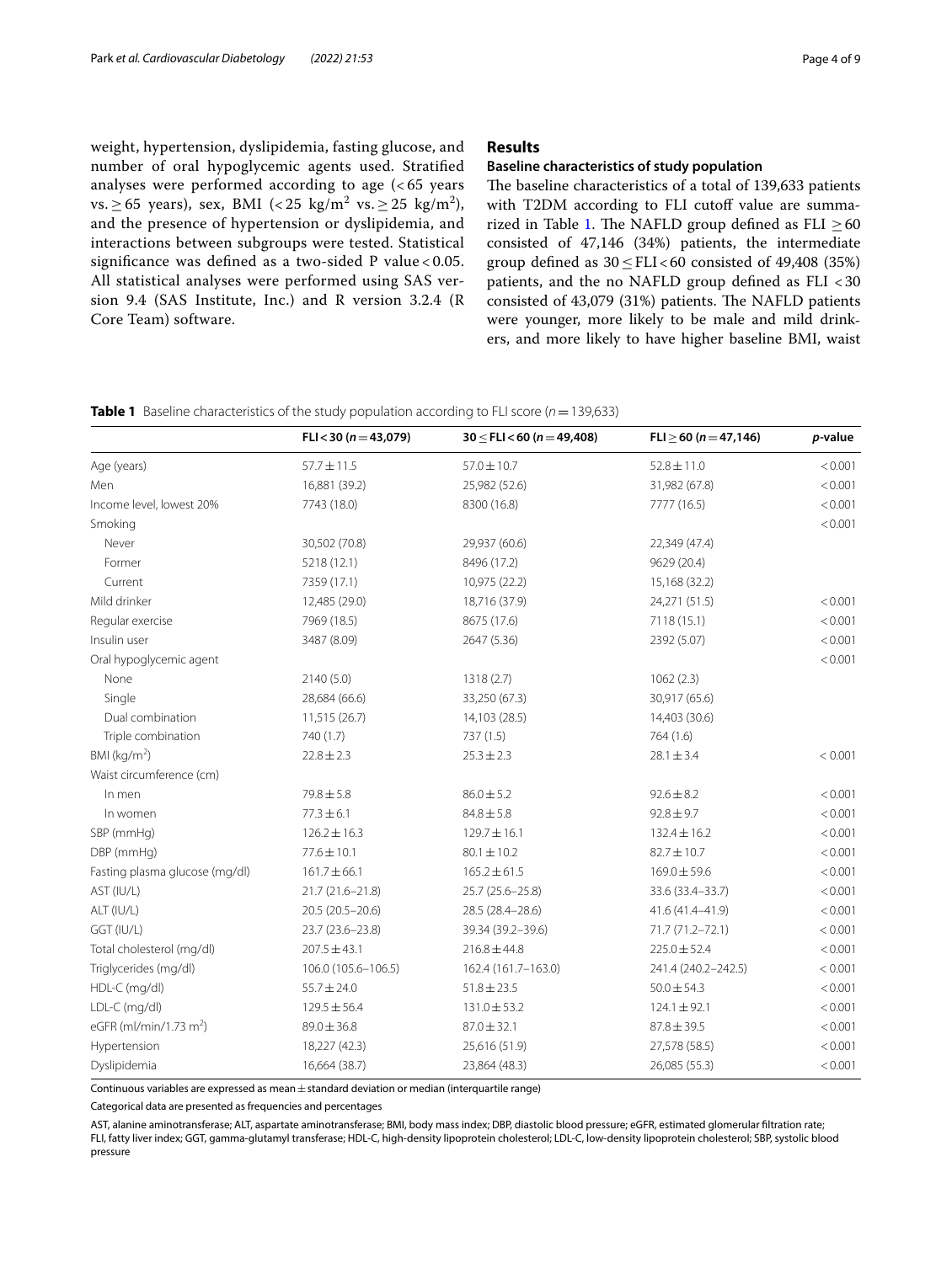weight, hypertension, dyslipidemia, fasting glucose, and number of oral hypoglycemic agents used. Stratified analyses were performed according to age (< 65 years vs. ≥ 65 years), sex, BMI (< 25 kg/m$^2$ vs. ≥ 25 kg/m$^2$), and the presence of hypertension or dyslipidemia, and interactions between subgroups were tested. Statistical significance was defined as a two-sided P value < 0.05. All statistical analyses were performed using SAS version 9.4 (SAS Institute, Inc.) and R version 3.2.4 (R Core Team) software.

## Results

### Baseline characteristics of study population

The baseline characteristics of a total of 139,633 patients with T2DM according to FLI cutoff value are summarized in Table 1. The NAFLD group defined as FLI ≥ 60 consisted of 47,146 (34%) patients, the intermediate group defined as 30 ≤ FLI < 60 consisted of 49,408 (35%) patients, and the no NAFLD group defined as FLI < 30 consisted of 43,079 (31%) patients. The NAFLD patients were younger, more likely to be male and mild drinkers, and more likely to have higher baseline BMI, waist

**Table 1** Baseline characteristics of the study population according to FLI score (*n* = 139,633)

| | FLI < 30 (n = 43,079) | 30 ≤ FLI < 60 (n = 49,408) | FLI ≥ 60 (n = 47,146) | p-value |
|---|---|---|---|---|
| Age (years) | 57.7 ± 11.5 | 57.0 ± 10.7 | 52.8 ± 11.0 | < 0.001 |
| Men | 16,881 (39.2) | 25,982 (52.6) | 31,982 (67.8) | < 0.001 |
| Income level, lowest 20% | 7743 (18.0) | 8300 (16.8) | 7777 (16.5) | < 0.001 |
| Smoking | | | | < 0.001 |
| Never | 30,502 (70.8) | 29,937 (60.6) | 22,349 (47.4) | |
| Former | 5218 (12.1) | 8496 (17.2) | 9629 (20.4) | |
| Current | 7359 (17.1) | 10,975 (22.2) | 15,168 (32.2) | |
| Mild drinker | 12,485 (29.0) | 18,716 (37.9) | 24,271 (51.5) | < 0.001 |
| Regular exercise | 7969 (18.5) | 8675 (17.6) | 7118 (15.1) | < 0.001 |
| Insulin user | 3487 (8.09) | 2647 (5.36) | 2392 (5.07) | < 0.001 |
| Oral hypoglycemic agent | | | | < 0.001 |
| None | 2140 (5.0) | 1318 (2.7) | 1062 (2.3) | |
| Single | 28,684 (66.6) | 33,250 (67.3) | 30,917 (65.6) | |
| Dual combination | 11,515 (26.7) | 14,103 (28.5) | 14,403 (30.6) | |
| Triple combination | 740 (1.7) | 737 (1.5) | 764 (1.6) | |
| BMI (kg/m$^2$) | 22.8 ± 2.3 | 25.3 ± 2.3 | 28.1 ± 3.4 | < 0.001 |
| Waist circumference (cm) | | | | |
| In men | 79.8 ± 5.8 | 86.0 ± 5.2 | 92.6 ± 8.2 | < 0.001 |
| In women | 77.3 ± 6.1 | 84.8 ± 5.8 | 92.8 ± 9.7 | < 0.001 |
| SBP (mmHg) | 126.2 ± 16.3 | 129.7 ± 16.1 | 132.4 ± 16.2 | < 0.001 |
| DBP (mmHg) | 77.6 ± 10.1 | 80.1 ± 10.2 | 82.7 ± 10.7 | < 0.001 |
| Fasting plasma glucose (mg/dl) | 161.7 ± 66.1 | 165.2 ± 61.5 | 169.0 ± 59.6 | < 0.001 |
| AST (IU/L) | 21.7 (21.6–21.8) | 25.7 (25.6–25.8) | 33.6 (33.4–33.7) | < 0.001 |
| ALT (IU/L) | 20.5 (20.5–20.6) | 28.5 (28.4–28.6) | 41.6 (41.4–41.9) | < 0.001 |
| GGT (IU/L) | 23.7 (23.6–23.8) | 39.34 (39.2–39.6) | 71.7 (71.2–72.1) | < 0.001 |
| Total cholesterol (mg/dl) | 207.5 ± 43.1 | 216.8 ± 44.8 | 225.0 ± 52.4 | < 0.001 |
| Triglycerides (mg/dl) | 106.0 (105.6–106.5) | 162.4 (161.7–163.0) | 241.4 (240.2–242.5) | < 0.001 |
| HDL-C (mg/dl) | 55.7 ± 24.0 | 51.8 ± 23.5 | 50.0 ± 54.3 | < 0.001 |
| LDL-C (mg/dl) | 129.5 ± 56.4 | 131.0 ± 53.2 | 124.1 ± 92.1 | < 0.001 |
| eGFR (ml/min/1.73 m$^2$) | 89.0 ± 36.8 | 87.0 ± 32.1 | 87.8 ± 39.5 | < 0.001 |
| Hypertension | 18,227 (42.3) | 25,616 (51.9) | 27,578 (58.5) | < 0.001 |
| Dyslipidemia | 16,664 (38.7) | 23,864 (48.3) | 26,085 (55.3) | < 0.001 |

Continuous variables are expressed as mean ± standard deviation or median (interquartile range)

Categorical data are presented as frequencies and percentages

AST, alanine aminotransferase; ALT, aspartate aminotransferase; BMI, body mass index; DBP, diastolic blood pressure; eGFR, estimated glomerular filtration rate; FLI, fatty liver index; GGT, gamma-glutamyl transferase; HDL-C, high-density lipoprotein cholesterol; LDL-C, low-density lipoprotein cholesterol; SBP, systolic blood pressure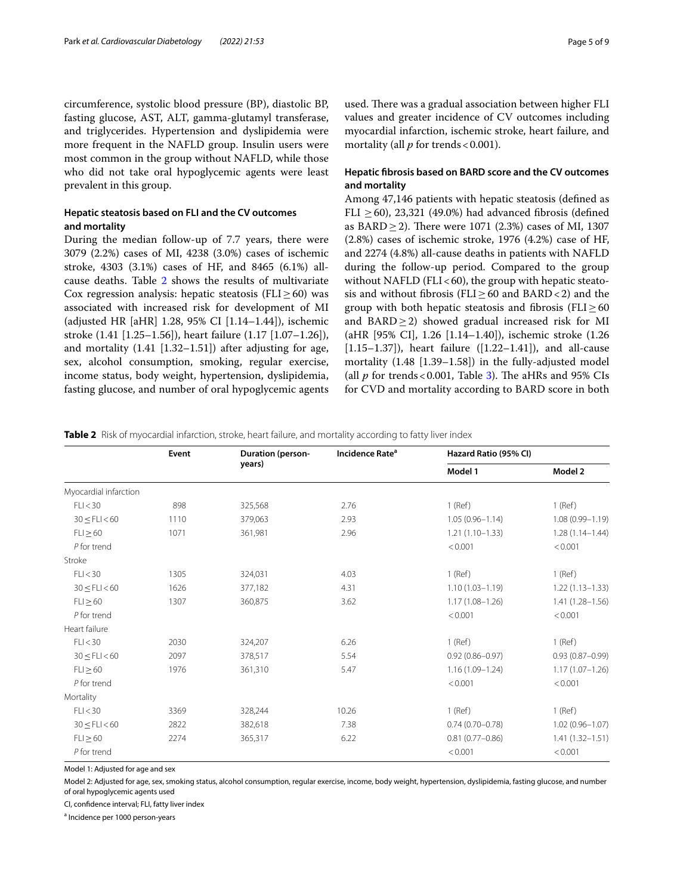circumference, systolic blood pressure (BP), diastolic BP, fasting glucose, AST, ALT, gamma-glutamyl transferase, and triglycerides. Hypertension and dyslipidemia were more frequent in the NAFLD group. Insulin users were most common in the group without NAFLD, while those who did not take oral hypoglycemic agents were least prevalent in this group.

### Hepatic steatosis based on FLI and the CV outcomes and mortality

During the median follow-up of 7.7 years, there were 3079 (2.2%) cases of MI, 4238 (3.0%) cases of ischemic stroke, 4303 (3.1%) cases of HF, and 8465 (6.1%) all-cause deaths. Table 2 shows the results of multivariate Cox regression analysis: hepatic steatosis (FLI ≥ 60) was associated with increased risk for development of MI (adjusted HR [aHR] 1.28, 95% CI [1.14–1.44]), ischemic stroke (1.41 [1.25–1.56]), heart failure (1.17 [1.07–1.26]), and mortality (1.41 [1.32–1.51]) after adjusting for age, sex, alcohol consumption, smoking, regular exercise, income status, body weight, hypertension, dyslipidemia, fasting glucose, and number of oral hypoglycemic agents used. There was a gradual association between higher FLI values and greater incidence of CV outcomes including myocardial infarction, ischemic stroke, heart failure, and mortality (all $p$ for trends < 0.001).

### Hepatic fibrosis based on BARD score and the CV outcomes and mortality

Among 47,146 patients with hepatic steatosis (defined as FLI ≥ 60), 23,321 (49.0%) had advanced fibrosis (defined as BARD ≥ 2). There were 1071 (2.3%) cases of MI, 1307 (2.8%) cases of ischemic stroke, 1976 (4.2%) case of HF, and 2274 (4.8%) all-cause deaths in patients with NAFLD during the follow-up period. Compared to the group without NAFLD (FLI < 60), the group with hepatic steatosis and without fibrosis (FLI ≥ 60 and BARD < 2) and the group with both hepatic steatosis and fibrosis (FLI ≥ 60 and BARD ≥ 2) showed gradual increased risk for MI (aHR [95% CI], 1.26 [1.14–1.40]), ischemic stroke (1.26 [1.15–1.37]), heart failure ([1.22–1.41]), and all-cause mortality (1.48 [1.39–1.58]) in the fully-adjusted model (all $p$ for trends < 0.001, Table 3). The aHRs and 95% CIs for CVD and mortality according to BARD score in both

**Table 2** Risk of myocardial infarction, stroke, heart failure, and mortality according to fatty liver index

| | Event | Duration (person-years) | Incidence Rate[a] | Hazard Ratio (95% CI) | |
|---|---|---|---|---|---|
| | | | | Model 1 | Model 2 |
| Myocardial infarction | | | | | |
| FLI < 30 | 898 | 325,568 | 2.76 | 1 (Ref) | 1 (Ref) |
| 30 ≤ FLI < 60 | 1110 | 379,063 | 2.93 | 1.05 (0.96–1.14) | 1.08 (0.99–1.19) |
| FLI ≥ 60 | 1071 | 361,981 | 2.96 | 1.21 (1.10–1.33) | 1.28 (1.14–1.44) |
| *P* for trend | | | | < 0.001 | < 0.001 |
| Stroke | | | | | |
| FLI < 30 | 1305 | 324,031 | 4.03 | 1 (Ref) | 1 (Ref) |
| 30 ≤ FLI < 60 | 1626 | 377,182 | 4.31 | 1.10 (1.03–1.19) | 1.22 (1.13–1.33) |
| FLI ≥ 60 | 1307 | 360,875 | 3.62 | 1.17 (1.08–1.26) | 1.41 (1.28–1.56) |
| *P* for trend | | | | < 0.001 | < 0.001 |
| Heart failure | | | | | |
| FLI < 30 | 2030 | 324,207 | 6.26 | 1 (Ref) | 1 (Ref) |
| 30 ≤ FLI < 60 | 2097 | 378,517 | 5.54 | 0.92 (0.86–0.97) | 0.93 (0.87–0.99) |
| FLI ≥ 60 | 1976 | 361,310 | 5.47 | 1.16 (1.09–1.24) | 1.17 (1.07–1.26) |
| *P* for trend | | | | < 0.001 | < 0.001 |
| Mortality | | | | | |
| FLI < 30 | 3369 | 328,244 | 10.26 | 1 (Ref) | 1 (Ref) |
| 30 ≤ FLI < 60 | 2822 | 382,618 | 7.38 | 0.74 (0.70–0.78) | 1.02 (0.96–1.07) |
| FLI ≥ 60 | 2274 | 365,317 | 6.22 | 0.81 (0.77–0.86) | 1.41 (1.32–1.51) |
| *P* for trend | | | | < 0.001 | < 0.001 |

Model 1: Adjusted for age and sex

Model 2: Adjusted for age, sex, smoking status, alcohol consumption, regular exercise, income, body weight, hypertension, dyslipidemia, fasting glucose, and number of oral hypoglycemic agents used

CI, confidence interval; FLI, fatty liver index

[a] Incidence per 1000 person-years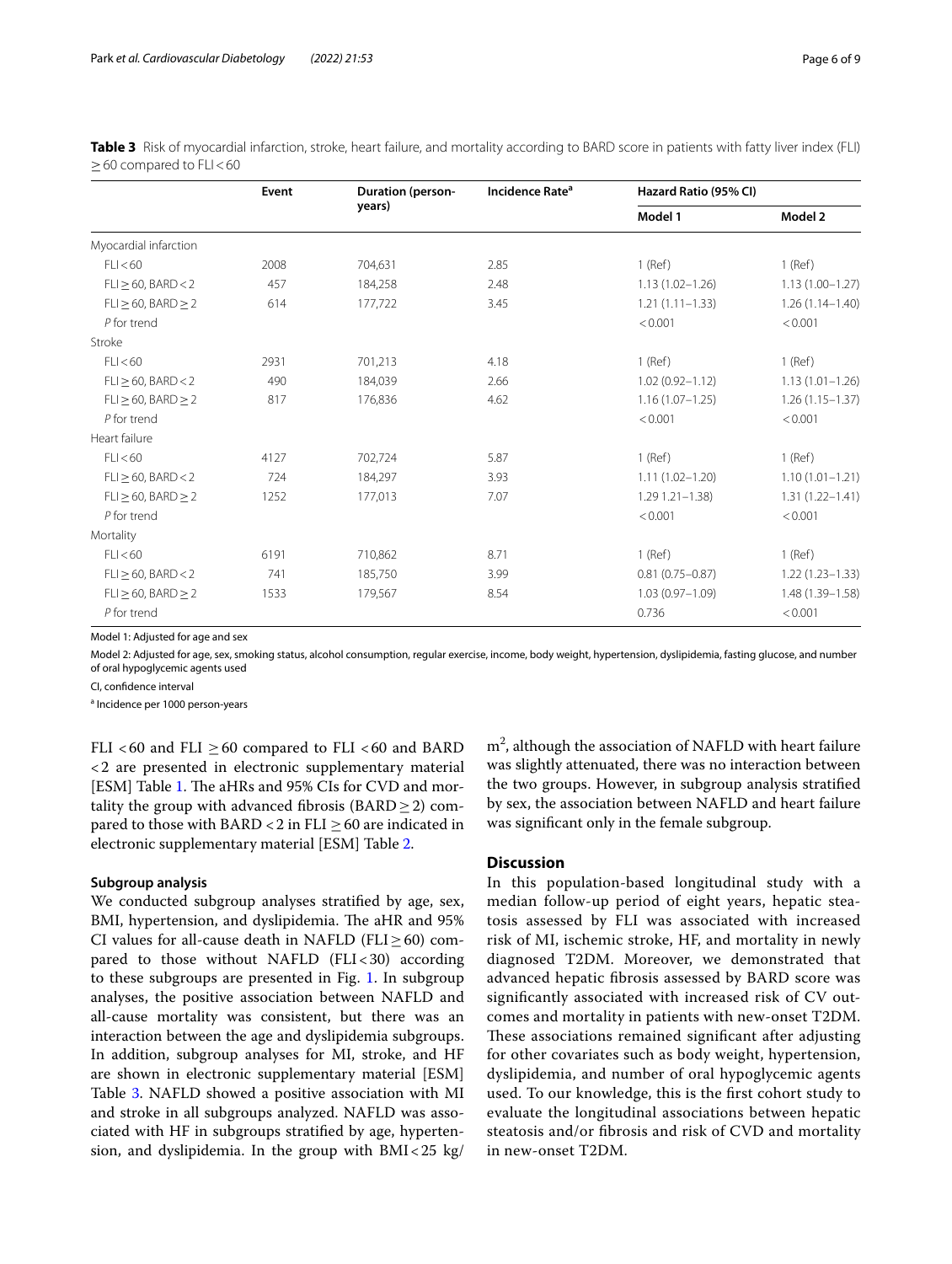**Table 3** Risk of myocardial infarction, stroke, heart failure, and mortality according to BARD score in patients with fatty liver index (FLI) ≥ 60 compared to FLI < 60

| | Event | Duration (person-years) | Incidence Rate[a] | Hazard Ratio (95% CI) | |
|---|---|---|---|---|---|
| | | | | Model 1 | Model 2 |
| Myocardial infarction | | | | | |
| FLI < 60 | 2008 | 704,631 | 2.85 | 1 (Ref) | 1 (Ref) |
| FLI ≥ 60, BARD < 2 | 457 | 184,258 | 2.48 | 1.13 (1.02–1.26) | 1.13 (1.00–1.27) |
| FLI ≥ 60, BARD ≥ 2 | 614 | 177,722 | 3.45 | 1.21 (1.11–1.33) | 1.26 (1.14–1.40) |
| *P* for trend | | | | < 0.001 | < 0.001 |
| Stroke | | | | | |
| FLI < 60 | 2931 | 701,213 | 4.18 | 1 (Ref) | 1 (Ref) |
| FLI ≥ 60, BARD < 2 | 490 | 184,039 | 2.66 | 1.02 (0.92–1.12) | 1.13 (1.01–1.26) |
| FLI ≥ 60, BARD ≥ 2 | 817 | 176,836 | 4.62 | 1.16 (1.07–1.25) | 1.26 (1.15–1.37) |
| *P* for trend | | | | < 0.001 | < 0.001 |
| Heart failure | | | | | |
| FLI < 60 | 4127 | 702,724 | 5.87 | 1 (Ref) | 1 (Ref) |
| FLI ≥ 60, BARD < 2 | 724 | 184,297 | 3.93 | 1.11 (1.02–1.20) | 1.10 (1.01–1.21) |
| FLI ≥ 60, BARD ≥ 2 | 1252 | 177,013 | 7.07 | 1.29 1.21–1.38) | 1.31 (1.22–1.41) |
| *P* for trend | | | | < 0.001 | < 0.001 |
| Mortality | | | | | |
| FLI < 60 | 6191 | 710,862 | 8.71 | 1 (Ref) | 1 (Ref) |
| FLI ≥ 60, BARD < 2 | 741 | 185,750 | 3.99 | 0.81 (0.75–0.87) | 1.22 (1.23–1.33) |
| FLI ≥ 60, BARD ≥ 2 | 1533 | 179,567 | 8.54 | 1.03 (0.97–1.09) | 1.48 (1.39–1.58) |
| *P* for trend | | | | 0.736 | < 0.001 |

Model 1: Adjusted for age and sex

Model 2: Adjusted for age, sex, smoking status, alcohol consumption, regular exercise, income, body weight, hypertension, dyslipidemia, fasting glucose, and number of oral hypoglycemic agents used

CI, confidence interval

[a] Incidence per 1000 person-years

FLI < 60 and FLI ≥ 60 compared to FLI < 60 and BARD < 2 are presented in electronic supplementary material [ESM] Table 1. The aHRs and 95% CIs for CVD and mortality the group with advanced fibrosis (BARD ≥ 2) compared to those with BARD < 2 in FLI ≥ 60 are indicated in electronic supplementary material [ESM] Table 2.

### Subgroup analysis

We conducted subgroup analyses stratified by age, sex, BMI, hypertension, and dyslipidemia. The aHR and 95% CI values for all-cause death in NAFLD (FLI ≥ 60) compared to those without NAFLD (FLI < 30) according to these subgroups are presented in Fig. 1. In subgroup analyses, the positive association between NAFLD and all-cause mortality was consistent, but there was an interaction between the age and dyslipidemia subgroups. In addition, subgroup analyses for MI, stroke, and HF are shown in electronic supplementary material [ESM] Table 3. NAFLD showed a positive association with MI and stroke in all subgroups analyzed. NAFLD was associated with HF in subgroups stratified by age, hypertension, and dyslipidemia. In the group with BMI < 25 kg/$m^2$, although the association of NAFLD with heart failure was slightly attenuated, there was no interaction between the two groups. However, in subgroup analysis stratified by sex, the association between NAFLD and heart failure was significant only in the female subgroup.

## Discussion

In this population-based longitudinal study with a median follow-up period of eight years, hepatic steatosis assessed by FLI was associated with increased risk of MI, ischemic stroke, HF, and mortality in newly diagnosed T2DM. Moreover, we demonstrated that advanced hepatic fibrosis assessed by BARD score was significantly associated with increased risk of CV outcomes and mortality in patients with new-onset T2DM. These associations remained significant after adjusting for other covariates such as body weight, hypertension, dyslipidemia, and number of oral hypoglycemic agents used. To our knowledge, this is the first cohort study to evaluate the longitudinal associations between hepatic steatosis and/or fibrosis and risk of CVD and mortality in new-onset T2DM.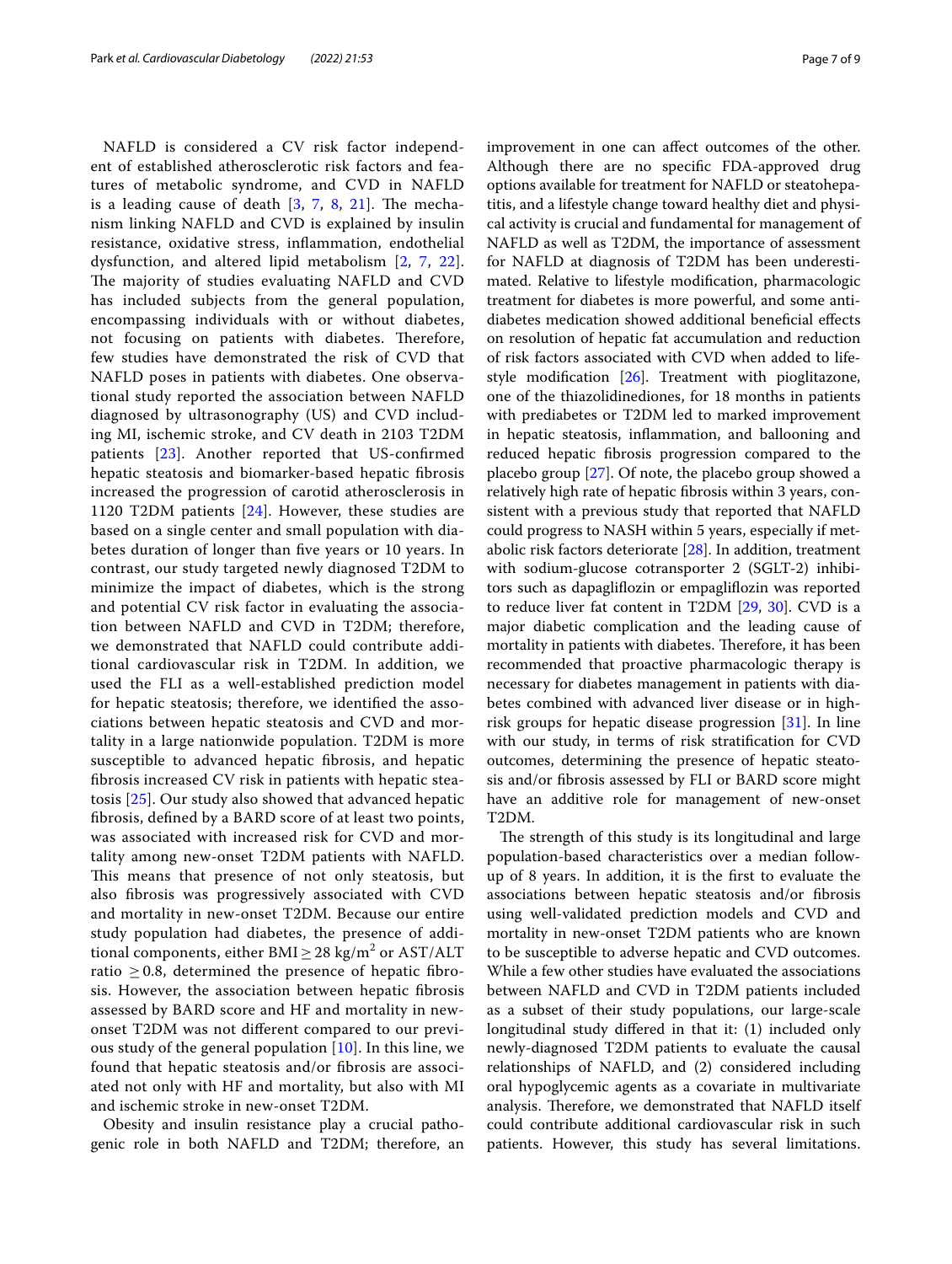NAFLD is considered a CV risk factor independent of established atherosclerotic risk factors and features of metabolic syndrome, and CVD in NAFLD is a leading cause of death [3, 7, 8, 21]. The mechanism linking NAFLD and CVD is explained by insulin resistance, oxidative stress, inflammation, endothelial dysfunction, and altered lipid metabolism [2, 7, 22]. The majority of studies evaluating NAFLD and CVD has included subjects from the general population, encompassing individuals with or without diabetes, not focusing on patients with diabetes. Therefore, few studies have demonstrated the risk of CVD that NAFLD poses in patients with diabetes. One observational study reported the association between NAFLD diagnosed by ultrasonography (US) and CVD including MI, ischemic stroke, and CV death in 2103 T2DM patients [23]. Another reported that US-confirmed hepatic steatosis and biomarker-based hepatic fibrosis increased the progression of carotid atherosclerosis in 1120 T2DM patients [24]. However, these studies are based on a single center and small population with diabetes duration of longer than five years or 10 years. In contrast, our study targeted newly diagnosed T2DM to minimize the impact of diabetes, which is the strong and potential CV risk factor in evaluating the association between NAFLD and CVD in T2DM; therefore, we demonstrated that NAFLD could contribute additional cardiovascular risk in T2DM. In addition, we used the FLI as a well-established prediction model for hepatic steatosis; therefore, we identified the associations between hepatic steatosis and CVD and mortality in a large nationwide population. T2DM is more susceptible to advanced hepatic fibrosis, and hepatic fibrosis increased CV risk in patients with hepatic steatosis [25]. Our study also showed that advanced hepatic fibrosis, defined by a BARD score of at least two points, was associated with increased risk for CVD and mortality among new-onset T2DM patients with NAFLD. This means that presence of not only steatosis, but also fibrosis was progressively associated with CVD and mortality in new-onset T2DM. Because our entire study population had diabetes, the presence of additional components, either BMI $\geq 28$ kg/m$^2$ or AST/ALT ratio $\geq 0.8$, determined the presence of hepatic fibrosis. However, the association between hepatic fibrosis assessed by BARD score and HF and mortality in new-onset T2DM was not different compared to our previous study of the general population [10]. In this line, we found that hepatic steatosis and/or fibrosis are associated not only with HF and mortality, but also with MI and ischemic stroke in new-onset T2DM.

Obesity and insulin resistance play a crucial pathogenic role in both NAFLD and T2DM; therefore, an improvement in one can affect outcomes of the other. Although there are no specific FDA-approved drug options available for treatment for NAFLD or steatohepatitis, and a lifestyle change toward healthy diet and physical activity is crucial and fundamental for management of NAFLD as well as T2DM, the importance of assessment for NAFLD at diagnosis of T2DM has been underestimated. Relative to lifestyle modification, pharmacologic treatment for diabetes is more powerful, and some antidiabetes medication showed additional beneficial effects on resolution of hepatic fat accumulation and reduction of risk factors associated with CVD when added to lifestyle modification [26]. Treatment with pioglitazone, one of the thiazolidinediones, for 18 months in patients with prediabetes or T2DM led to marked improvement in hepatic steatosis, inflammation, and ballooning and reduced hepatic fibrosis progression compared to the placebo group [27]. Of note, the placebo group showed a relatively high rate of hepatic fibrosis within 3 years, consistent with a previous study that reported that NAFLD could progress to NASH within 5 years, especially if metabolic risk factors deteriorate [28]. In addition, treatment with sodium-glucose cotransporter 2 (SGLT-2) inhibitors such as dapagliflozin or empagliflozin was reported to reduce liver fat content in T2DM [29, 30]. CVD is a major diabetic complication and the leading cause of mortality in patients with diabetes. Therefore, it has been recommended that proactive pharmacologic therapy is necessary for diabetes management in patients with diabetes combined with advanced liver disease or in high-risk groups for hepatic disease progression [31]. In line with our study, in terms of risk stratification for CVD outcomes, determining the presence of hepatic steatosis and/or fibrosis assessed by FLI or BARD score might have an additive role for management of new-onset T2DM.

The strength of this study is its longitudinal and large population-based characteristics over a median follow-up of 8 years. In addition, it is the first to evaluate the associations between hepatic steatosis and/or fibrosis using well-validated prediction models and CVD and mortality in new-onset T2DM patients who are known to be susceptible to adverse hepatic and CVD outcomes. While a few other studies have evaluated the associations between NAFLD and CVD in T2DM patients included as a subset of their study populations, our large-scale longitudinal study differed in that it: (1) included only newly-diagnosed T2DM patients to evaluate the causal relationships of NAFLD, and (2) considered including oral hypoglycemic agents as a covariate in multivariate analysis. Therefore, we demonstrated that NAFLD itself could contribute additional cardiovascular risk in such patients. However, this study has several limitations.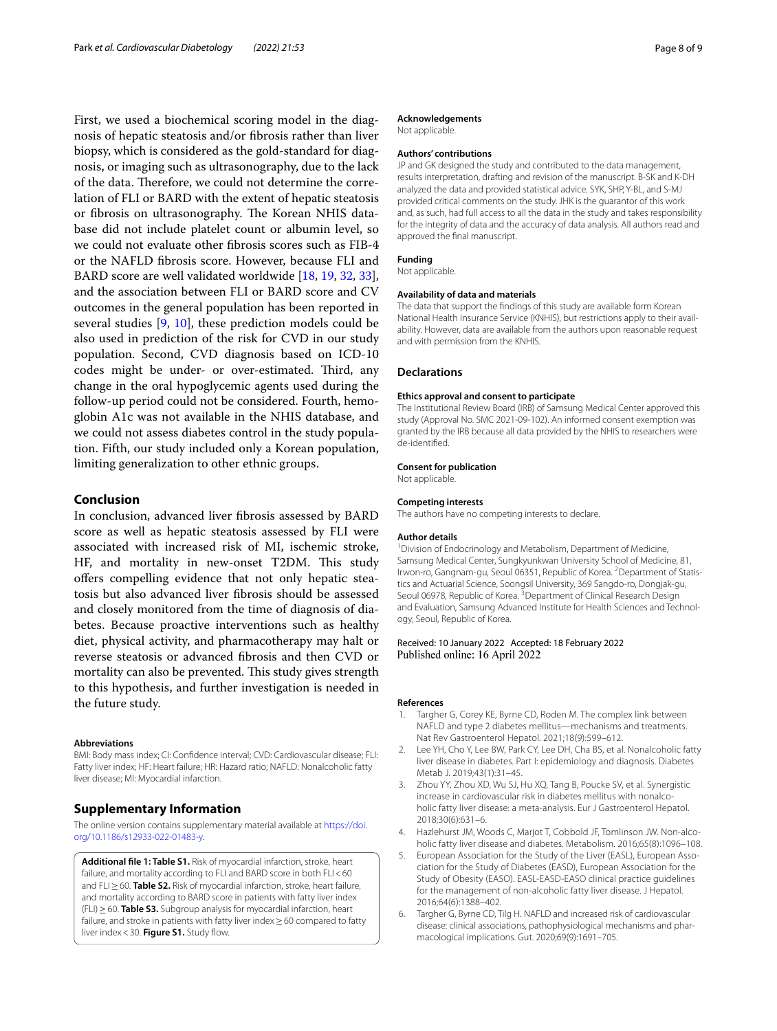First, we used a biochemical scoring model in the diagnosis of hepatic steatosis and/or fibrosis rather than liver biopsy, which is considered as the gold-standard for diagnosis, or imaging such as ultrasonography, due to the lack of the data. Therefore, we could not determine the correlation of FLI or BARD with the extent of hepatic steatosis or fibrosis on ultrasonography. The Korean NHIS database did not include platelet count or albumin level, so we could not evaluate other fibrosis scores such as FIB-4 or the NAFLD fibrosis score. However, because FLI and BARD score are well validated worldwide [18, 19, 32, 33], and the association between FLI or BARD score and CV outcomes in the general population has been reported in several studies [9, 10], these prediction models could be also used in prediction of the risk for CVD in our study population. Second, CVD diagnosis based on ICD-10 codes might be under- or over-estimated. Third, any change in the oral hypoglycemic agents used during the follow-up period could not be considered. Fourth, hemoglobin A1c was not available in the NHIS database, and we could not assess diabetes control in the study population. Fifth, our study included only a Korean population, limiting generalization to other ethnic groups.

## Conclusion

In conclusion, advanced liver fibrosis assessed by BARD score as well as hepatic steatosis assessed by FLI were associated with increased risk of MI, ischemic stroke, HF, and mortality in new-onset T2DM. This study offers compelling evidence that not only hepatic steatosis but also advanced liver fibrosis should be assessed and closely monitored from the time of diagnosis of diabetes. Because proactive interventions such as healthy diet, physical activity, and pharmacotherapy may halt or reverse steatosis or advanced fibrosis and then CVD or mortality can also be prevented. This study gives strength to this hypothesis, and further investigation is needed in the future study.

#### Abbreviations

BMI: Body mass index; CI: Confidence interval; CVD: Cardiovascular disease; FLI: Fatty liver index; HF: Heart failure; HR: Hazard ratio; NAFLD: Nonalcoholic fatty liver disease; MI: Myocardial infarction.

## Supplementary Information

The online version contains supplementary material available at https://doi.org/10.1186/s12933-022-01483-y.

**Additional file 1: Table S1.** Risk of myocardial infarction, stroke, heart failure, and mortality according to FLI and BARD score in both FLI < 60 and FLI ≥ 60. **Table S2.** Risk of myocardial infarction, stroke, heart failure, and mortality according to BARD score in patients with fatty liver index (FLI) ≥ 60. **Table S3.** Subgroup analysis for myocardial infarction, heart failure, and stroke in patients with fatty liver index ≥ 60 compared to fatty liver index < 30. **Figure S1.** Study flow.

#### Acknowledgements

Not applicable.

#### Authors' contributions

JP and GK designed the study and contributed to the data management, results interpretation, drafting and revision of the manuscript. B-SK and K-DH analyzed the data and provided statistical advice. SYK, SHP, Y-BL, and S-MJ provided critical comments on the study. JHK is the guarantor of this work and, as such, had full access to all the data in the study and takes responsibility for the integrity of data and the accuracy of data analysis. All authors read and approved the final manuscript.

#### Funding

Not applicable.

#### Availability of data and materials

The data that support the findings of this study are available form Korean National Health Insurance Service (KNHIS), but restrictions apply to their availability. However, data are available from the authors upon reasonable request and with permission from the KNHIS.

## Declarations

#### Ethics approval and consent to participate

The Institutional Review Board (IRB) of Samsung Medical Center approved this study (Approval No. SMC 2021-09-102). An informed consent exemption was granted by the IRB because all data provided by the NHIS to researchers were de-identified.

#### Consent for publication

Not applicable.

#### Competing interests

The authors have no competing interests to declare.

#### Author details

[1] Division of Endocrinology and Metabolism, Department of Medicine, Samsung Medical Center, Sungkyunkwan University School of Medicine, 81, Irwon-ro, Gangnam-gu, Seoul 06351, Republic of Korea. [2] Department of Statistics and Actuarial Science, Soongsil University, 369 Sangdo-ro, Dongjak-gu, Seoul 06978, Republic of Korea. [3] Department of Clinical Research Design and Evaluation, Samsung Advanced Institute for Health Sciences and Technology, Seoul, Republic of Korea.

Received: 10 January 2022 Accepted: 18 February 2022
Published online: 16 April 2022

#### References

1. Targher G, Corey KE, Byrne CD, Roden M. The complex link between NAFLD and type 2 diabetes mellitus—mechanisms and treatments. Nat Rev Gastroenterol Hepatol. 2021;18(9):599–612.
2. Lee YH, Cho Y, Lee BW, Park CY, Lee DH, Cha BS, et al. Nonalcoholic fatty liver disease in diabetes. Part I: epidemiology and diagnosis. Diabetes Metab J. 2019;43(1):31–45.
3. Zhou YY, Zhou XD, Wu SJ, Hu XQ, Tang B, Poucke SV, et al. Synergistic increase in cardiovascular risk in diabetes mellitus with nonalcoholic fatty liver disease: a meta-analysis. Eur J Gastroenterol Hepatol. 2018;30(6):631–6.
4. Hazlehurst JM, Woods C, Marjot T, Cobbold JF, Tomlinson JW. Non-alcoholic fatty liver disease and diabetes. Metabolism. 2016;65(8):1096–108.
5. European Association for the Study of the Liver (EASL), European Association for the Study of Diabetes (EASD), European Association for the Study of Obesity (EASO). EASL-EASD-EASO clinical practice guidelines for the management of non-alcoholic fatty liver disease. J Hepatol. 2016;64(6):1388–402.
6. Targher G, Byrne CD, Tilg H. NAFLD and increased risk of cardiovascular disease: clinical associations, pathophysiological mechanisms and pharmacological implications. Gut. 2020;69(9):1691–705.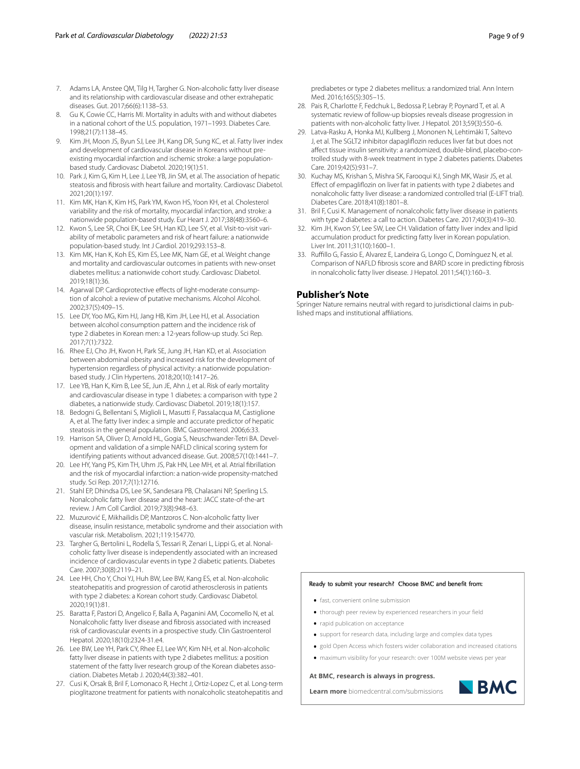7. Adams LA, Anstee QM, Tilg H, Targher G. Non-alcoholic fatty liver disease and its relationship with cardiovascular disease and other extrahepatic diseases. Gut. 2017;66(6):1138–53.
8. Gu K, Cowie CC, Harris MI. Mortality in adults with and without diabetes in a national cohort of the U.S. population, 1971–1993. Diabetes Care. 1998;21(7):1138–45.
9. Kim JH, Moon JS, Byun SJ, Lee JH, Kang DR, Sung KC, et al. Fatty liver index and development of cardiovascular disease in Koreans without pre-existing myocardial infarction and ischemic stroke: a large population-based study. Cardiovasc Diabetol. 2020;19(1):51.
10. Park J, Kim G, Kim H, Lee J, Lee YB, Jin SM, et al. The association of hepatic steatosis and fibrosis with heart failure and mortality. Cardiovasc Diabetol. 2021;20(1):197.
11. Kim MK, Han K, Kim HS, Park YM, Kwon HS, Yoon KH, et al. Cholesterol variability and the risk of mortality, myocardial infarction, and stroke: a nationwide population-based study. Eur Heart J. 2017;38(48):3560–6.
12. Kwon S, Lee SR, Choi EK, Lee SH, Han KD, Lee SY, et al. Visit-to-visit variability of metabolic parameters and risk of heart failure: a nationwide population-based study. Int J Cardiol. 2019;293:153–8.
13. Kim MK, Han K, Koh ES, Kim ES, Lee MK, Nam GE, et al. Weight change and mortality and cardiovascular outcomes in patients with new-onset diabetes mellitus: a nationwide cohort study. Cardiovasc Diabetol. 2019;18(1):36.
14. Agarwal DP. Cardioprotective effects of light-moderate consumption of alcohol: a review of putative mechanisms. Alcohol Alcohol. 2002;37(5):409–15.
15. Lee DY, Yoo MG, Kim HJ, Jang HB, Kim JH, Lee HJ, et al. Association between alcohol consumption pattern and the incidence risk of type 2 diabetes in Korean men: a 12-years follow-up study. Sci Rep. 2017;7(1):7322.
16. Rhee EJ, Cho JH, Kwon H, Park SE, Jung JH, Han KD, et al. Association between abdominal obesity and increased risk for the development of hypertension regardless of physical activity: a nationwide population-based study. J Clin Hypertens. 2018;20(10):1417–26.
17. Lee YB, Han K, Kim B, Lee SE, Jun JE, Ahn J, et al. Risk of early mortality and cardiovascular disease in type 1 diabetes: a comparison with type 2 diabetes, a nationwide study. Cardiovasc Diabetol. 2019;18(1):157.
18. Bedogni G, Bellentani S, Miglioli L, Masutti F, Passalacqua M, Castiglione A, et al. The fatty liver index: a simple and accurate predictor of hepatic steatosis in the general population. BMC Gastroenterol. 2006;6:33.
19. Harrison SA, Oliver D, Arnold HL, Gogia S, Neuschwander-Tetri BA. Development and validation of a simple NAFLD clinical scoring system for identifying patients without advanced disease. Gut. 2008;57(10):1441–7.
20. Lee HY, Yang PS, Kim TH, Uhm JS, Pak HN, Lee MH, et al. Atrial fibrillation and the risk of myocardial infarction: a nation-wide propensity-matched study. Sci Rep. 2017;7(1):12716.
21. Stahl EP, Dhindsa DS, Lee SK, Sandesara PB, Chalasani NP, Sperling LS. Nonalcoholic fatty liver disease and the heart: JACC state-of-the-art review. J Am Coll Cardiol. 2019;73(8):948–63.
22. Muzurović E, Mikhailidis DP, Mantzoros C. Non-alcoholic fatty liver disease, insulin resistance, metabolic syndrome and their association with vascular risk. Metabolism. 2021;119:154770.
23. Targher G, Bertolini L, Rodella S, Tessari R, Zenari L, Lippi G, et al. Nonalcoholic fatty liver disease is independently associated with an increased incidence of cardiovascular events in type 2 diabetic patients. Diabetes Care. 2007;30(8):2119–21.
24. Lee HH, Cho Y, Choi YJ, Huh BW, Lee BW, Kang ES, et al. Non-alcoholic steatohepatitis and progression of carotid atherosclerosis in patients with type 2 diabetes: a Korean cohort study. Cardiovasc Diabetol. 2020;19(1):81.
25. Baratta F, Pastori D, Angelico F, Balla A, Paganini AM, Cocomello N, et al. Nonalcoholic fatty liver disease and fibrosis associated with increased risk of cardiovascular events in a prospective study. Clin Gastroenterol Hepatol. 2020;18(10):2324-31.e4.
26. Lee BW, Lee YH, Park CY, Rhee EJ, Lee WY, Kim NH, et al. Non-alcoholic fatty liver disease in patients with type 2 diabetes mellitus: a position statement of the fatty liver research group of the Korean diabetes association. Diabetes Metab J. 2020;44(3):382–401.
27. Cusi K, Orsak B, Bril F, Lomonaco R, Hecht J, Ortiz-Lopez C, et al. Long-term pioglitazone treatment for patients with nonalcoholic steatohepatitis and prediabetes or type 2 diabetes mellitus: a randomized trial. Ann Intern Med. 2016;165(5):305–15.
28. Pais R, Charlotte F, Fedchuk L, Bedossa P, Lebray P, Poynard T, et al. A systematic review of follow-up biopsies reveals disease progression in patients with non-alcoholic fatty liver. J Hepatol. 2013;59(3):550–6.
29. Latva-Rasku A, Honka MJ, Kullberg J, Mononen N, Lehtimäki T, Saltevo J, et al. The SGLT2 inhibitor dapagliflozin reduces liver fat but does not affect tissue insulin sensitivity: a randomized, double-blind, placebo-controlled study with 8-week treatment in type 2 diabetes patients. Diabetes Care. 2019;42(5):931–7.
30. Kuchay MS, Krishan S, Mishra SK, Farooqui KJ, Singh MK, Wasir JS, et al. Effect of empagliflozin on liver fat in patients with type 2 diabetes and nonalcoholic fatty liver disease: a randomized controlled trial (E-LIFT trial). Diabetes Care. 2018;41(8):1801–8.
31. Bril F, Cusi K. Management of nonalcoholic fatty liver disease in patients with type 2 diabetes: a call to action. Diabetes Care. 2017;40(3):419–30.
32. Kim JH, Kwon SY, Lee SW, Lee CH. Validation of fatty liver index and lipid accumulation product for predicting fatty liver in Korean population. Liver Int. 2011;31(10):1600–1.
33. Ruffillo G, Fassio E, Alvarez E, Landeira G, Longo C, Domínguez N, et al. Comparison of NAFLD fibrosis score and BARD score in predicting fibrosis in nonalcoholic fatty liver disease. J Hepatol. 2011;54(1):160–3.

## Publisher's Note

Springer Nature remains neutral with regard to jurisdictional claims in published maps and institutional affiliations.

Ready to submit your research? Choose BMC and benefit from:

- fast, convenient online submission
- thorough peer review by experienced researchers in your field
- rapid publication on acceptance
- support for research data, including large and complex data types
- gold Open Access which fosters wider collaboration and increased citations
- maximum visibility for your research: over 100M website views per year

**At BMC, research is always in progress.**

**Learn more** biomedcentral.com/submissions

BMC